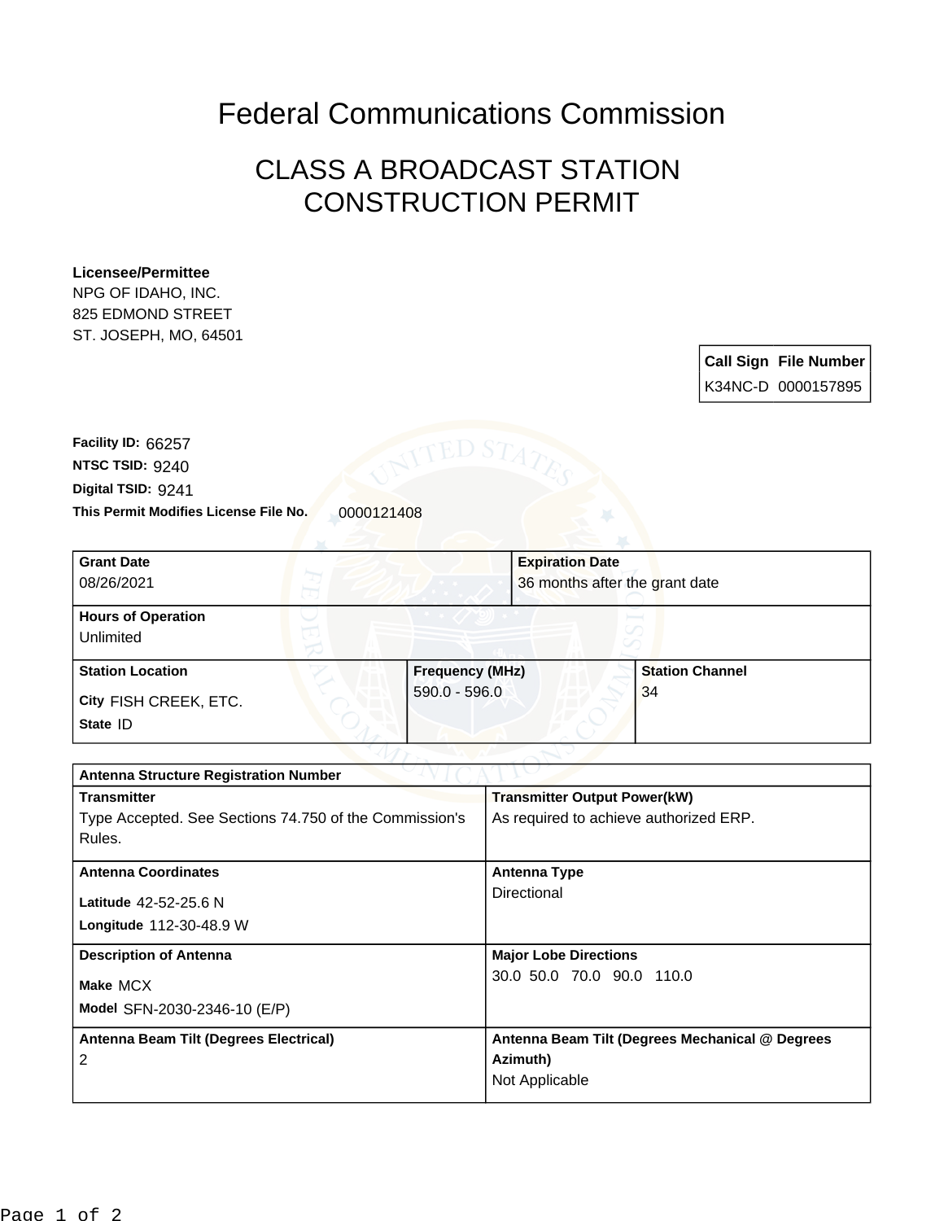# Federal Communications Commission

## CLASS A BROADCAST STATION CONSTRUCTION PERMIT

**Licensee/Permittee**
NPG OF IDAHO, INC.
825 EDMOND STREET
ST. JOSEPH, MO, 64501

| Call Sign | File Number |
|---|---|
| K34NC-D | 0000157895 |

**Facility ID:** 66257
**NTSC TSID:** 9240
**Digital TSID:** 9241
**This Permit Modifies License File No.** 0000121408

| Grant Date | Expiration Date |
|---|---|
| 08/26/2021 | 36 months after the grant date |

| Hours of Operation |
|---|
| Unlimited |

| Station Location | Frequency (MHz) | Station Channel |
|---|---|---|
| City FISH CREEK, ETC.<br>State ID | 590.0 - 596.0 | 34 |

| Antenna Structure Registration Number | |
|---|---|
| **Transmitter**<br>Type Accepted. See Sections 74.750 of the Commission's Rules. | **Transmitter Output Power(kW)**<br>As required to achieve authorized ERP. |
| **Antenna Coordinates**<br>Latitude 42-52-25.6 N<br>Longitude 112-30-48.9 W | **Antenna Type**<br>Directional |
| **Description of Antenna**<br>Make MCX<br>Model SFN-2030-2346-10 (E/P) | **Major Lobe Directions**<br>30.0 50.0 70.0 90.0 110.0 |
| **Antenna Beam Tilt (Degrees Electrical)**<br>2 | **Antenna Beam Tilt (Degrees Mechanical @ Degrees Azimuth)**<br>Not Applicable |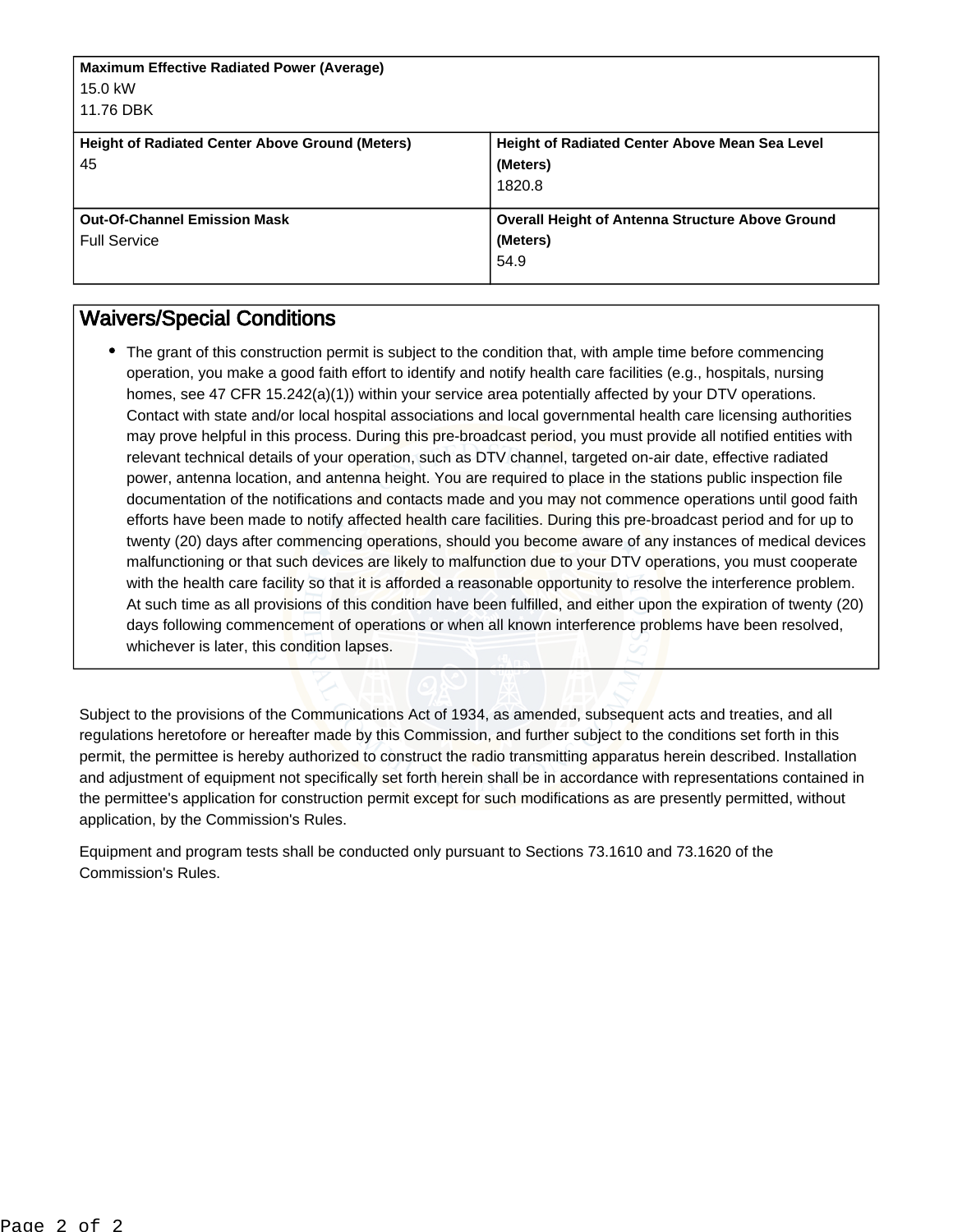| | |
|---|---|
| **Maximum Effective Radiated Power (Average)**<br>15.0 kW<br>11.76 DBK | |
| **Height of Radiated Center Above Ground (Meters)**<br>45 | **Height of Radiated Center Above Mean Sea Level (Meters)**<br>1820.8 |
| **Out-Of-Channel Emission Mask**<br>Full Service | **Overall Height of Antenna Structure Above Ground (Meters)**<br>54.9 |

## Waivers/Special Conditions

- The grant of this construction permit is subject to the condition that, with ample time before commencing operation, you make a good faith effort to identify and notify health care facilities (e.g., hospitals, nursing homes, see 47 CFR 15.242(a)(1)) within your service area potentially affected by your DTV operations. Contact with state and/or local hospital associations and local governmental health care licensing authorities may prove helpful in this process. During this pre-broadcast period, you must provide all notified entities with relevant technical details of your operation, such as DTV channel, targeted on-air date, effective radiated power, antenna location, and antenna height. You are required to place in the stations public inspection file documentation of the notifications and contacts made and you may not commence operations until good faith efforts have been made to notify affected health care facilities. During this pre-broadcast period and for up to twenty (20) days after commencing operations, should you become aware of any instances of medical devices malfunctioning or that such devices are likely to malfunction due to your DTV operations, you must cooperate with the health care facility so that it is afforded a reasonable opportunity to resolve the interference problem. At such time as all provisions of this condition have been fulfilled, and either upon the expiration of twenty (20) days following commencement of operations or when all known interference problems have been resolved, whichever is later, this condition lapses.

Subject to the provisions of the Communications Act of 1934, as amended, subsequent acts and treaties, and all regulations heretofore or hereafter made by this Commission, and further subject to the conditions set forth in this permit, the permittee is hereby authorized to construct the radio transmitting apparatus herein described. Installation and adjustment of equipment not specifically set forth herein shall be in accordance with representations contained in the permittee's application for construction permit except for such modifications as are presently permitted, without application, by the Commission's Rules.

Equipment and program tests shall be conducted only pursuant to Sections 73.1610 and 73.1620 of the Commission's Rules.